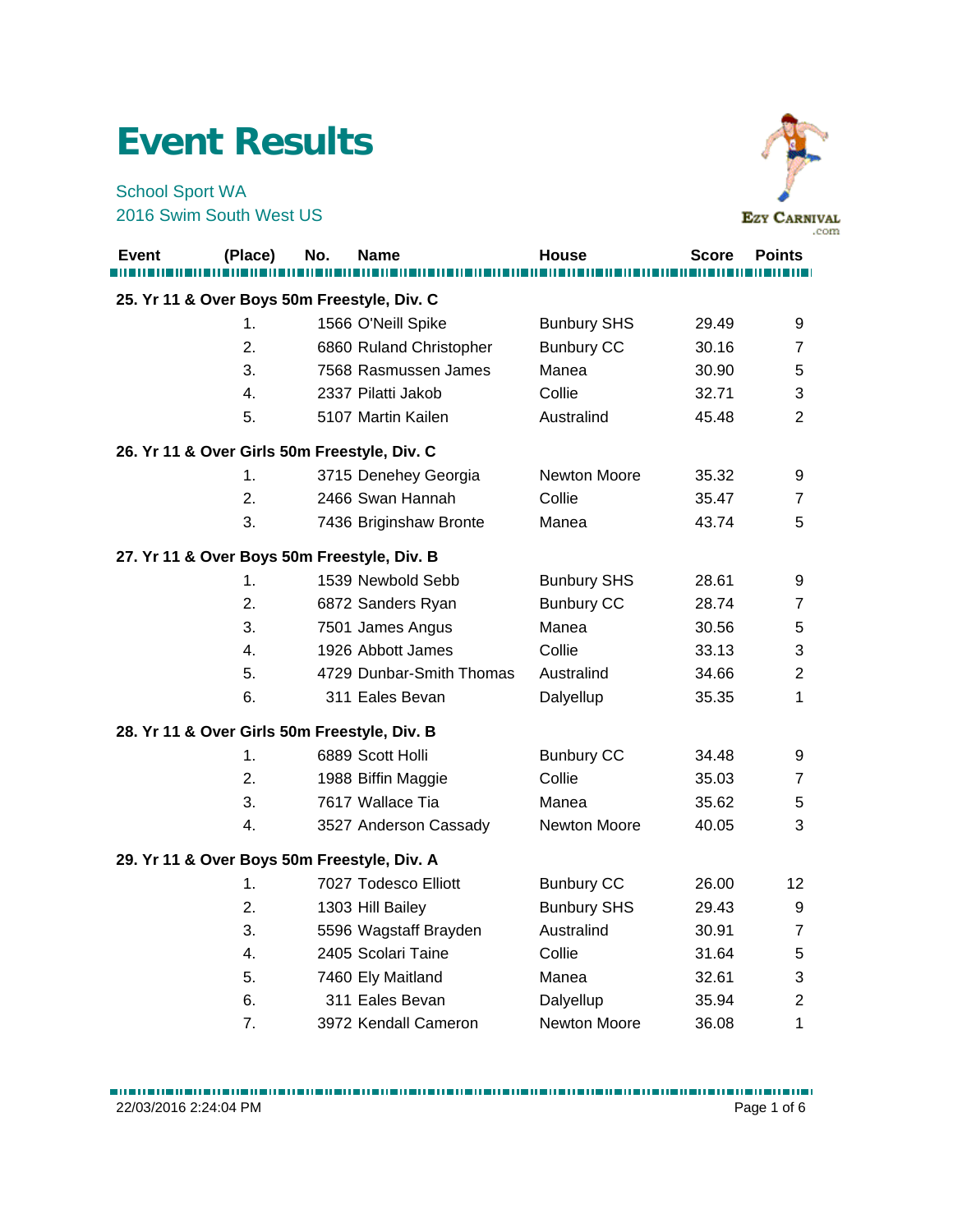# Event Results

School Sport WA
2016 Swim South West US

| Event | (Place) | No. | Name | House | Score | Points |
|---|---|---|---|---|---|---|
| **25. Yr 11 & Over Boys 50m Freestyle, Div. C** | | | | | | |
| | 1. | 1566 | O'Neill Spike | Bunbury SHS | 29.49 | 9 |
| | 2. | 6860 | Ruland Christopher | Bunbury CC | 30.16 | 7 |
| | 3. | 7568 | Rasmussen James | Manea | 30.90 | 5 |
| | 4. | 2337 | Pilatti Jakob | Collie | 32.71 | 3 |
| | 5. | 5107 | Martin Kailen | Australind | 45.48 | 2 |
| **26. Yr 11 & Over Girls 50m Freestyle, Div. C** | | | | | | |
| | 1. | 3715 | Denehey Georgia | Newton Moore | 35.32 | 9 |
| | 2. | 2466 | Swan Hannah | Collie | 35.47 | 7 |
| | 3. | 7436 | Briginshaw Bronte | Manea | 43.74 | 5 |
| **27. Yr 11 & Over Boys 50m Freestyle, Div. B** | | | | | | |
| | 1. | 1539 | Newbold Sebb | Bunbury SHS | 28.61 | 9 |
| | 2. | 6872 | Sanders Ryan | Bunbury CC | 28.74 | 7 |
| | 3. | 7501 | James Angus | Manea | 30.56 | 5 |
| | 4. | 1926 | Abbott James | Collie | 33.13 | 3 |
| | 5. | 4729 | Dunbar-Smith Thomas | Australind | 34.66 | 2 |
| | 6. | 311 | Eales Bevan | Dalyellup | 35.35 | 1 |
| **28. Yr 11 & Over Girls 50m Freestyle, Div. B** | | | | | | |
| | 1. | 6889 | Scott Holli | Bunbury CC | 34.48 | 9 |
| | 2. | 1988 | Biffin Maggie | Collie | 35.03 | 7 |
| | 3. | 7617 | Wallace Tia | Manea | 35.62 | 5 |
| | 4. | 3527 | Anderson Cassady | Newton Moore | 40.05 | 3 |
| **29. Yr 11 & Over Boys 50m Freestyle, Div. A** | | | | | | |
| | 1. | 7027 | Todesco Elliott | Bunbury CC | 26.00 | 12 |
| | 2. | 1303 | Hill Bailey | Bunbury SHS | 29.43 | 9 |
| | 3. | 5596 | Wagstaff Brayden | Australind | 30.91 | 7 |
| | 4. | 2405 | Scolari Taine | Collie | 31.64 | 5 |
| | 5. | 7460 | Ely Maitland | Manea | 32.61 | 3 |
| | 6. | 311 | Eales Bevan | Dalyellup | 35.94 | 2 |
| | 7. | 3972 | Kendall Cameron | Newton Moore | 36.08 | 1 |

22/03/2016 2:24:04 PM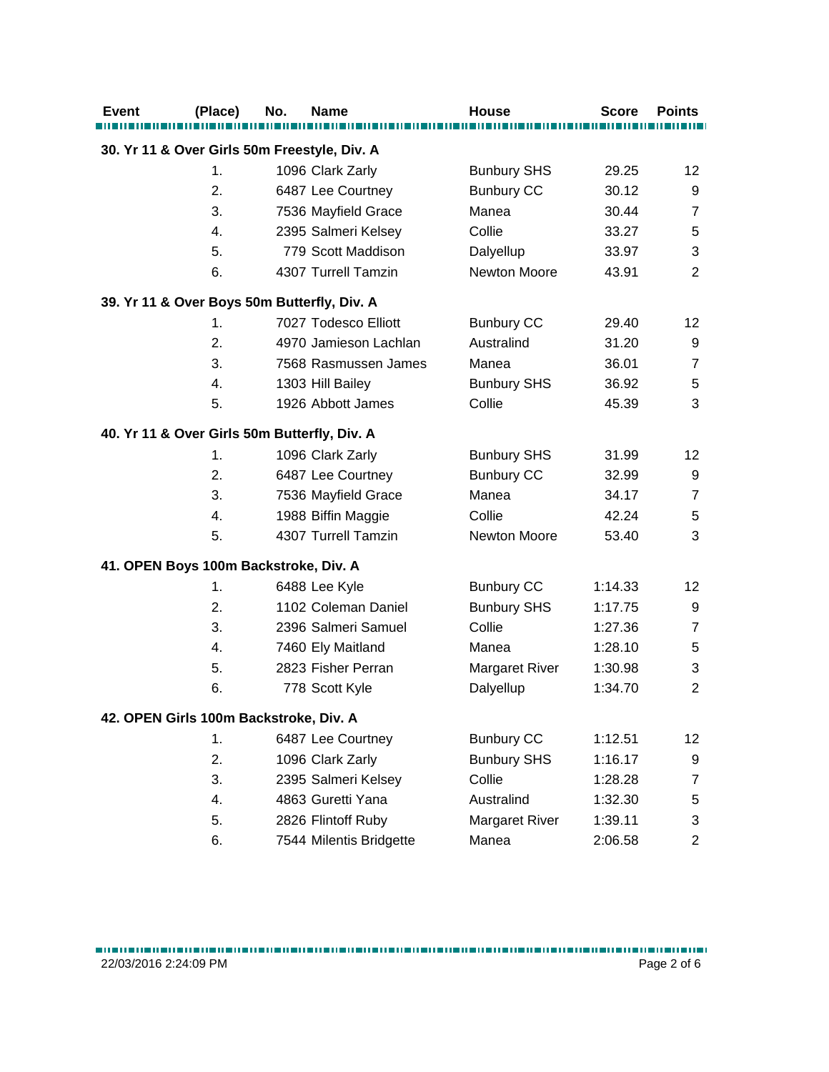| Event | (Place) | No. | Name | House | Score | Points |
|---|---|---|---|---|---|---|
| **30. Yr 11 & Over Girls 50m Freestyle, Div. A** | | | | | | |
| | 1. | 1096 | Clark Zarly | Bunbury SHS | 29.25 | 12 |
| | 2. | 6487 | Lee Courtney | Bunbury CC | 30.12 | 9 |
| | 3. | 7536 | Mayfield Grace | Manea | 30.44 | 7 |
| | 4. | 2395 | Salmeri Kelsey | Collie | 33.27 | 5 |
| | 5. | 779 | Scott Maddison | Dalyellup | 33.97 | 3 |
| | 6. | 4307 | Turrell Tamzin | Newton Moore | 43.91 | 2 |
| **39. Yr 11 & Over Boys 50m Butterfly, Div. A** | | | | | | |
| | 1. | 7027 | Todesco Elliott | Bunbury CC | 29.40 | 12 |
| | 2. | 4970 | Jamieson Lachlan | Australind | 31.20 | 9 |
| | 3. | 7568 | Rasmussen James | Manea | 36.01 | 7 |
| | 4. | 1303 | Hill Bailey | Bunbury SHS | 36.92 | 5 |
| | 5. | 1926 | Abbott James | Collie | 45.39 | 3 |
| **40. Yr 11 & Over Girls 50m Butterfly, Div. A** | | | | | | |
| | 1. | 1096 | Clark Zarly | Bunbury SHS | 31.99 | 12 |
| | 2. | 6487 | Lee Courtney | Bunbury CC | 32.99 | 9 |
| | 3. | 7536 | Mayfield Grace | Manea | 34.17 | 7 |
| | 4. | 1988 | Biffin Maggie | Collie | 42.24 | 5 |
| | 5. | 4307 | Turrell Tamzin | Newton Moore | 53.40 | 3 |
| **41. OPEN Boys 100m Backstroke, Div. A** | | | | | | |
| | 1. | 6488 | Lee Kyle | Bunbury CC | 1:14.33 | 12 |
| | 2. | 1102 | Coleman Daniel | Bunbury SHS | 1:17.75 | 9 |
| | 3. | 2396 | Salmeri Samuel | Collie | 1:27.36 | 7 |
| | 4. | 7460 | Ely Maitland | Manea | 1:28.10 | 5 |
| | 5. | 2823 | Fisher Perran | Margaret River | 1:30.98 | 3 |
| | 6. | 778 | Scott Kyle | Dalyellup | 1:34.70 | 2 |
| **42. OPEN Girls 100m Backstroke, Div. A** | | | | | | |
| | 1. | 6487 | Lee Courtney | Bunbury CC | 1:12.51 | 12 |
| | 2. | 1096 | Clark Zarly | Bunbury SHS | 1:16.17 | 9 |
| | 3. | 2395 | Salmeri Kelsey | Collie | 1:28.28 | 7 |
| | 4. | 4863 | Guretti Yana | Australind | 1:32.30 | 5 |
| | 5. | 2826 | Flintoff Ruby | Margaret River | 1:39.11 | 3 |
| | 6. | 7544 | Milentis Bridgette | Manea | 2:06.58 | 2 |

22/03/2016 2:24:09 PM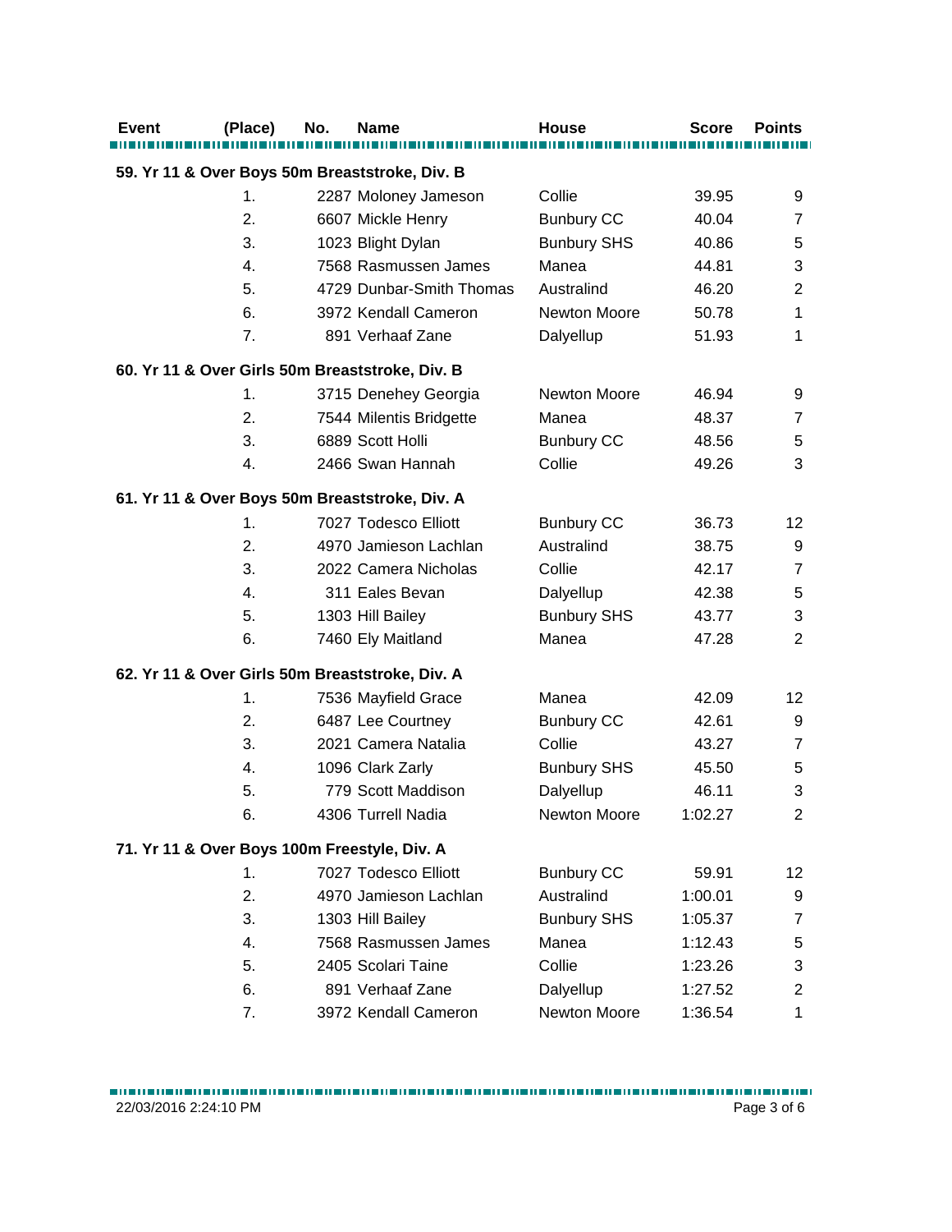| Event | (Place) | No. | Name | House | Score | Points |
|---|---|---|---|---|---|---|

**59. Yr 11 & Over Boys 50m Breaststroke, Div. B**

| (Place) | No. | Name | House | Score | Points |
|---|---|---|---|---|---|
| 1. | 2287 | Moloney Jameson | Collie | 39.95 | 9 |
| 2. | 6607 | Mickle Henry | Bunbury CC | 40.04 | 7 |
| 3. | 1023 | Blight Dylan | Bunbury SHS | 40.86 | 5 |
| 4. | 7568 | Rasmussen James | Manea | 44.81 | 3 |
| 5. | 4729 | Dunbar-Smith Thomas | Australind | 46.20 | 2 |
| 6. | 3972 | Kendall Cameron | Newton Moore | 50.78 | 1 |
| 7. | 891 | Verhaaf Zane | Dalyellup | 51.93 | 1 |

**60. Yr 11 & Over Girls 50m Breaststroke, Div. B**

| (Place) | No. | Name | House | Score | Points |
|---|---|---|---|---|---|
| 1. | 3715 | Denehey Georgia | Newton Moore | 46.94 | 9 |
| 2. | 7544 | Milentis Bridgette | Manea | 48.37 | 7 |
| 3. | 6889 | Scott Holli | Bunbury CC | 48.56 | 5 |
| 4. | 2466 | Swan Hannah | Collie | 49.26 | 3 |

**61. Yr 11 & Over Boys 50m Breaststroke, Div. A**

| (Place) | No. | Name | House | Score | Points |
|---|---|---|---|---|---|
| 1. | 7027 | Todesco Elliott | Bunbury CC | 36.73 | 12 |
| 2. | 4970 | Jamieson Lachlan | Australind | 38.75 | 9 |
| 3. | 2022 | Camera Nicholas | Collie | 42.17 | 7 |
| 4. | 311 | Eales Bevan | Dalyellup | 42.38 | 5 |
| 5. | 1303 | Hill Bailey | Bunbury SHS | 43.77 | 3 |
| 6. | 7460 | Ely Maitland | Manea | 47.28 | 2 |

**62. Yr 11 & Over Girls 50m Breaststroke, Div. A**

| (Place) | No. | Name | House | Score | Points |
|---|---|---|---|---|---|
| 1. | 7536 | Mayfield Grace | Manea | 42.09 | 12 |
| 2. | 6487 | Lee Courtney | Bunbury CC | 42.61 | 9 |
| 3. | 2021 | Camera Natalia | Collie | 43.27 | 7 |
| 4. | 1096 | Clark Zarly | Bunbury SHS | 45.50 | 5 |
| 5. | 779 | Scott Maddison | Dalyellup | 46.11 | 3 |
| 6. | 4306 | Turrell Nadia | Newton Moore | 1:02.27 | 2 |

**71. Yr 11 & Over Boys 100m Freestyle, Div. A**

| (Place) | No. | Name | House | Score | Points |
|---|---|---|---|---|---|
| 1. | 7027 | Todesco Elliott | Bunbury CC | 59.91 | 12 |
| 2. | 4970 | Jamieson Lachlan | Australind | 1:00.01 | 9 |
| 3. | 1303 | Hill Bailey | Bunbury SHS | 1:05.37 | 7 |
| 4. | 7568 | Rasmussen James | Manea | 1:12.43 | 5 |
| 5. | 2405 | Scolari Taine | Collie | 1:23.26 | 3 |
| 6. | 891 | Verhaaf Zane | Dalyellup | 1:27.52 | 2 |
| 7. | 3972 | Kendall Cameron | Newton Moore | 1:36.54 | 1 |

22/03/2016 2:24:10 PM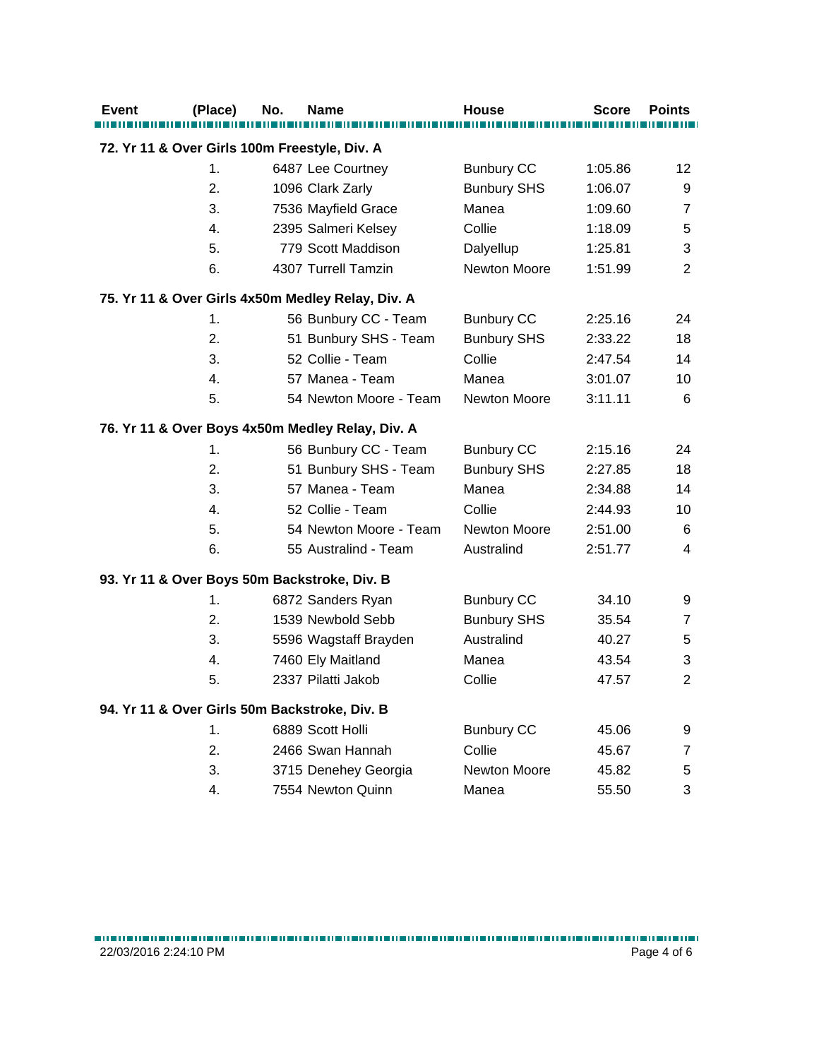| Event | (Place) | No. | Name | House | Score | Points |
|---|---|---|---|---|---|---|
| **72. Yr 11 & Over Girls 100m Freestyle, Div. A** | | | | | | |
| | 1. | 6487 | Lee Courtney | Bunbury CC | 1:05.86 | 12 |
| | 2. | 1096 | Clark Zarly | Bunbury SHS | 1:06.07 | 9 |
| | 3. | 7536 | Mayfield Grace | Manea | 1:09.60 | 7 |
| | 4. | 2395 | Salmeri Kelsey | Collie | 1:18.09 | 5 |
| | 5. | 779 | Scott Maddison | Dalyellup | 1:25.81 | 3 |
| | 6. | 4307 | Turrell Tamzin | Newton Moore | 1:51.99 | 2 |
| **75. Yr 11 & Over Girls 4x50m Medley Relay, Div. A** | | | | | | |
| | 1. | 56 | Bunbury CC - Team | Bunbury CC | 2:25.16 | 24 |
| | 2. | 51 | Bunbury SHS - Team | Bunbury SHS | 2:33.22 | 18 |
| | 3. | 52 | Collie - Team | Collie | 2:47.54 | 14 |
| | 4. | 57 | Manea - Team | Manea | 3:01.07 | 10 |
| | 5. | 54 | Newton Moore - Team | Newton Moore | 3:11.11 | 6 |
| **76. Yr 11 & Over Boys 4x50m Medley Relay, Div. A** | | | | | | |
| | 1. | 56 | Bunbury CC - Team | Bunbury CC | 2:15.16 | 24 |
| | 2. | 51 | Bunbury SHS - Team | Bunbury SHS | 2:27.85 | 18 |
| | 3. | 57 | Manea - Team | Manea | 2:34.88 | 14 |
| | 4. | 52 | Collie - Team | Collie | 2:44.93 | 10 |
| | 5. | 54 | Newton Moore - Team | Newton Moore | 2:51.00 | 6 |
| | 6. | 55 | Australind - Team | Australind | 2:51.77 | 4 |
| **93. Yr 11 & Over Boys 50m Backstroke, Div. B** | | | | | | |
| | 1. | 6872 | Sanders Ryan | Bunbury CC | 34.10 | 9 |
| | 2. | 1539 | Newbold Sebb | Bunbury SHS | 35.54 | 7 |
| | 3. | 5596 | Wagstaff Brayden | Australind | 40.27 | 5 |
| | 4. | 7460 | Ely Maitland | Manea | 43.54 | 3 |
| | 5. | 2337 | Pilatti Jakob | Collie | 47.57 | 2 |
| **94. Yr 11 & Over Girls 50m Backstroke, Div. B** | | | | | | |
| | 1. | 6889 | Scott Holli | Bunbury CC | 45.06 | 9 |
| | 2. | 2466 | Swan Hannah | Collie | 45.67 | 7 |
| | 3. | 3715 | Denehey Georgia | Newton Moore | 45.82 | 5 |
| | 4. | 7554 | Newton Quinn | Manea | 55.50 | 3 |

22/03/2016 2:24:10 PM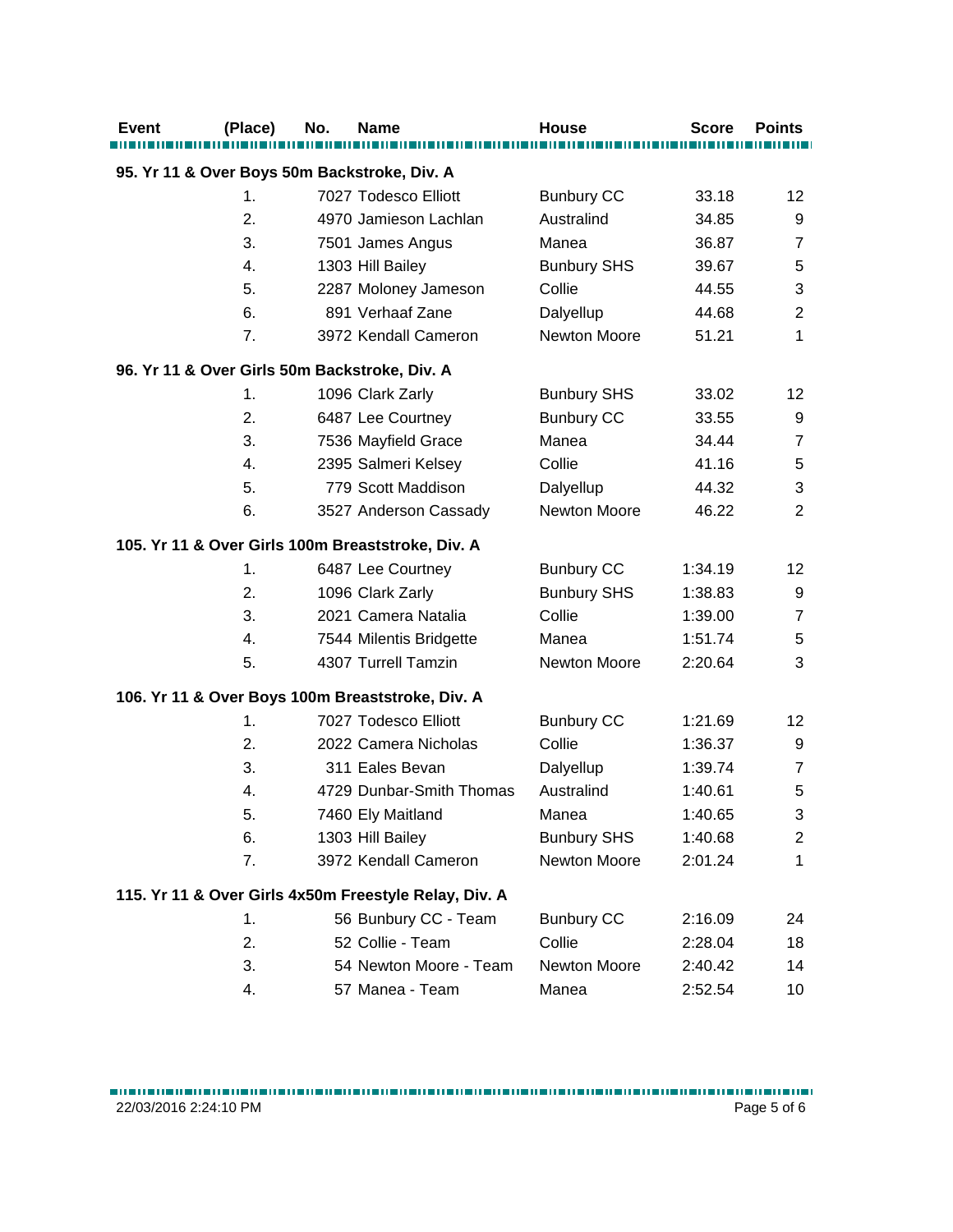| Event | (Place) | No. | Name | House | Score | Points |
|---|---|---|---|---|---|---|
| **95. Yr 11 & Over Boys 50m Backstroke, Div. A** | | | | | | |
| | 1. | 7027 | Todesco Elliott | Bunbury CC | 33.18 | 12 |
| | 2. | 4970 | Jamieson Lachlan | Australind | 34.85 | 9 |
| | 3. | 7501 | James Angus | Manea | 36.87 | 7 |
| | 4. | 1303 | Hill Bailey | Bunbury SHS | 39.67 | 5 |
| | 5. | 2287 | Moloney Jameson | Collie | 44.55 | 3 |
| | 6. | 891 | Verhaaf Zane | Dalyellup | 44.68 | 2 |
| | 7. | 3972 | Kendall Cameron | Newton Moore | 51.21 | 1 |
| **96. Yr 11 & Over Girls 50m Backstroke, Div. A** | | | | | | |
| | 1. | 1096 | Clark Zarly | Bunbury SHS | 33.02 | 12 |
| | 2. | 6487 | Lee Courtney | Bunbury CC | 33.55 | 9 |
| | 3. | 7536 | Mayfield Grace | Manea | 34.44 | 7 |
| | 4. | 2395 | Salmeri Kelsey | Collie | 41.16 | 5 |
| | 5. | 779 | Scott Maddison | Dalyellup | 44.32 | 3 |
| | 6. | 3527 | Anderson Cassady | Newton Moore | 46.22 | 2 |
| **105. Yr 11 & Over Girls 100m Breaststroke, Div. A** | | | | | | |
| | 1. | 6487 | Lee Courtney | Bunbury CC | 1:34.19 | 12 |
| | 2. | 1096 | Clark Zarly | Bunbury SHS | 1:38.83 | 9 |
| | 3. | 2021 | Camera Natalia | Collie | 1:39.00 | 7 |
| | 4. | 7544 | Milentis Bridgette | Manea | 1:51.74 | 5 |
| | 5. | 4307 | Turrell Tamzin | Newton Moore | 2:20.64 | 3 |
| **106. Yr 11 & Over Boys 100m Breaststroke, Div. A** | | | | | | |
| | 1. | 7027 | Todesco Elliott | Bunbury CC | 1:21.69 | 12 |
| | 2. | 2022 | Camera Nicholas | Collie | 1:36.37 | 9 |
| | 3. | 311 | Eales Bevan | Dalyellup | 1:39.74 | 7 |
| | 4. | 4729 | Dunbar-Smith Thomas | Australind | 1:40.61 | 5 |
| | 5. | 7460 | Ely Maitland | Manea | 1:40.65 | 3 |
| | 6. | 1303 | Hill Bailey | Bunbury SHS | 1:40.68 | 2 |
| | 7. | 3972 | Kendall Cameron | Newton Moore | 2:01.24 | 1 |
| **115. Yr 11 & Over Girls 4x50m Freestyle Relay, Div. A** | | | | | | |
| | 1. | 56 | Bunbury CC - Team | Bunbury CC | 2:16.09 | 24 |
| | 2. | 52 | Collie - Team | Collie | 2:28.04 | 18 |
| | 3. | 54 | Newton Moore - Team | Newton Moore | 2:40.42 | 14 |
| | 4. | 57 | Manea - Team | Manea | 2:52.54 | 10 |

22/03/2016 2:24:10 PM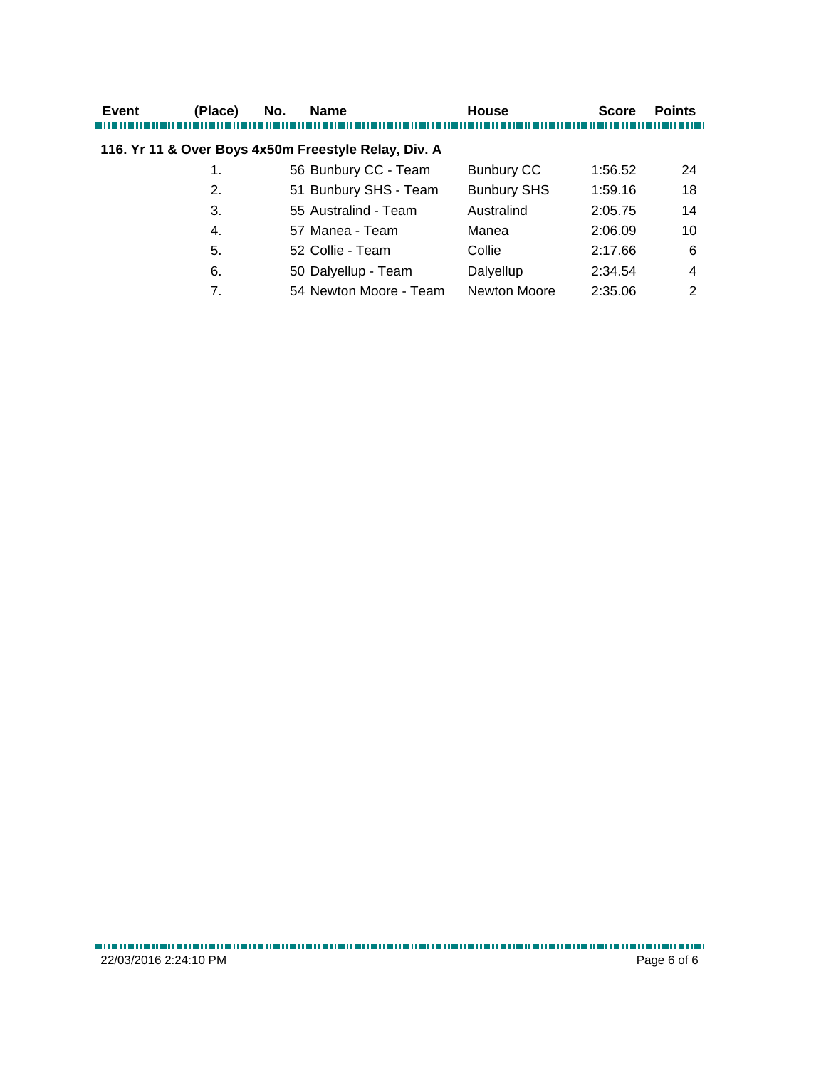| Event | (Place) | No. | Name | House | Score | Points |
|---|---|---|---|---|---|---|
| **116. Yr 11 & Over Boys 4x50m Freestyle Relay, Div. A** | | | | | | |
| | 1. | 56 | Bunbury CC - Team | Bunbury CC | 1:56.52 | 24 |
| | 2. | 51 | Bunbury SHS - Team | Bunbury SHS | 1:59.16 | 18 |
| | 3. | 55 | Australind - Team | Australind | 2:05.75 | 14 |
| | 4. | 57 | Manea - Team | Manea | 2:06.09 | 10 |
| | 5. | 52 | Collie - Team | Collie | 2:17.66 | 6 |
| | 6. | 50 | Dalyellup - Team | Dalyellup | 2:34.54 | 4 |
| | 7. | 54 | Newton Moore - Team | Newton Moore | 2:35.06 | 2 |

22/03/2016 2:24:10 PM